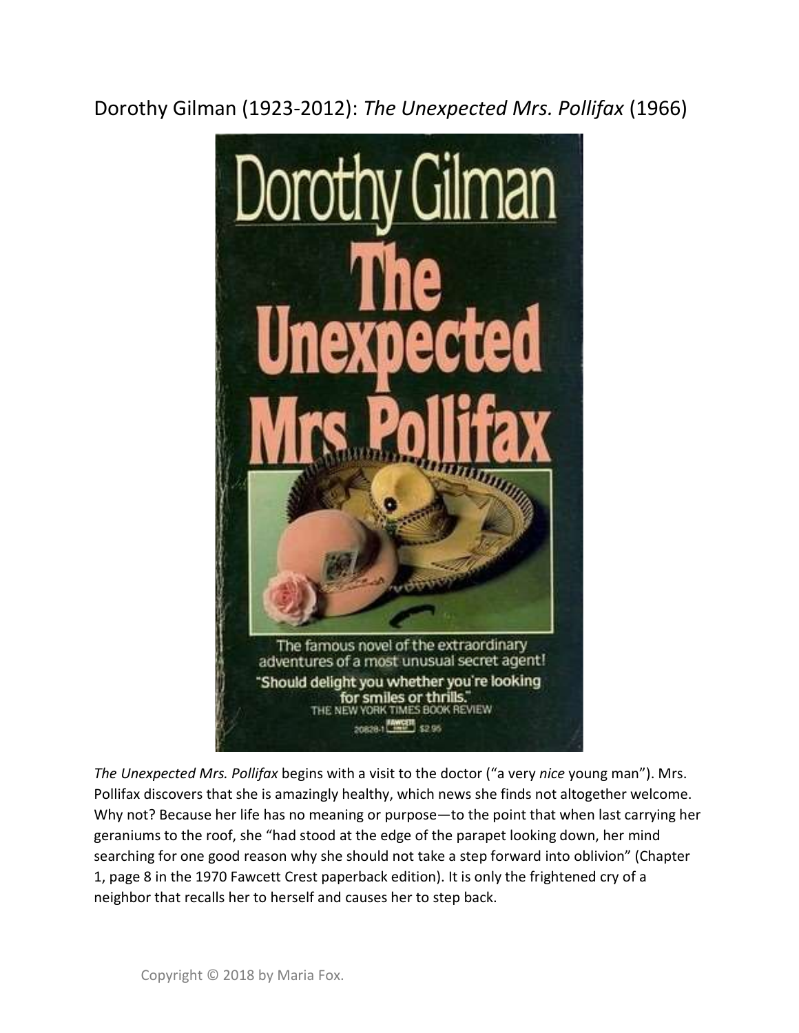# Dorothy Gilman (1923-2012): *The Unexpected Mrs. Pollifax* (1966)

*The Unexpected Mrs. Pollifax* begins with a visit to the doctor ("a very *nice* young man"). Mrs. Pollifax discovers that she is amazingly healthy, which news she finds not altogether welcome. Why not? Because her life has no meaning or purpose—to the point that when last carrying her geraniums to the roof, she "had stood at the edge of the parapet looking down, her mind searching for one good reason why she should not take a step forward into oblivion" (Chapter 1, page 8 in the 1970 Fawcett Crest paperback edition). It is only the frightened cry of a neighbor that recalls her to herself and causes her to step back.

Copyright © 2018 by Maria Fox.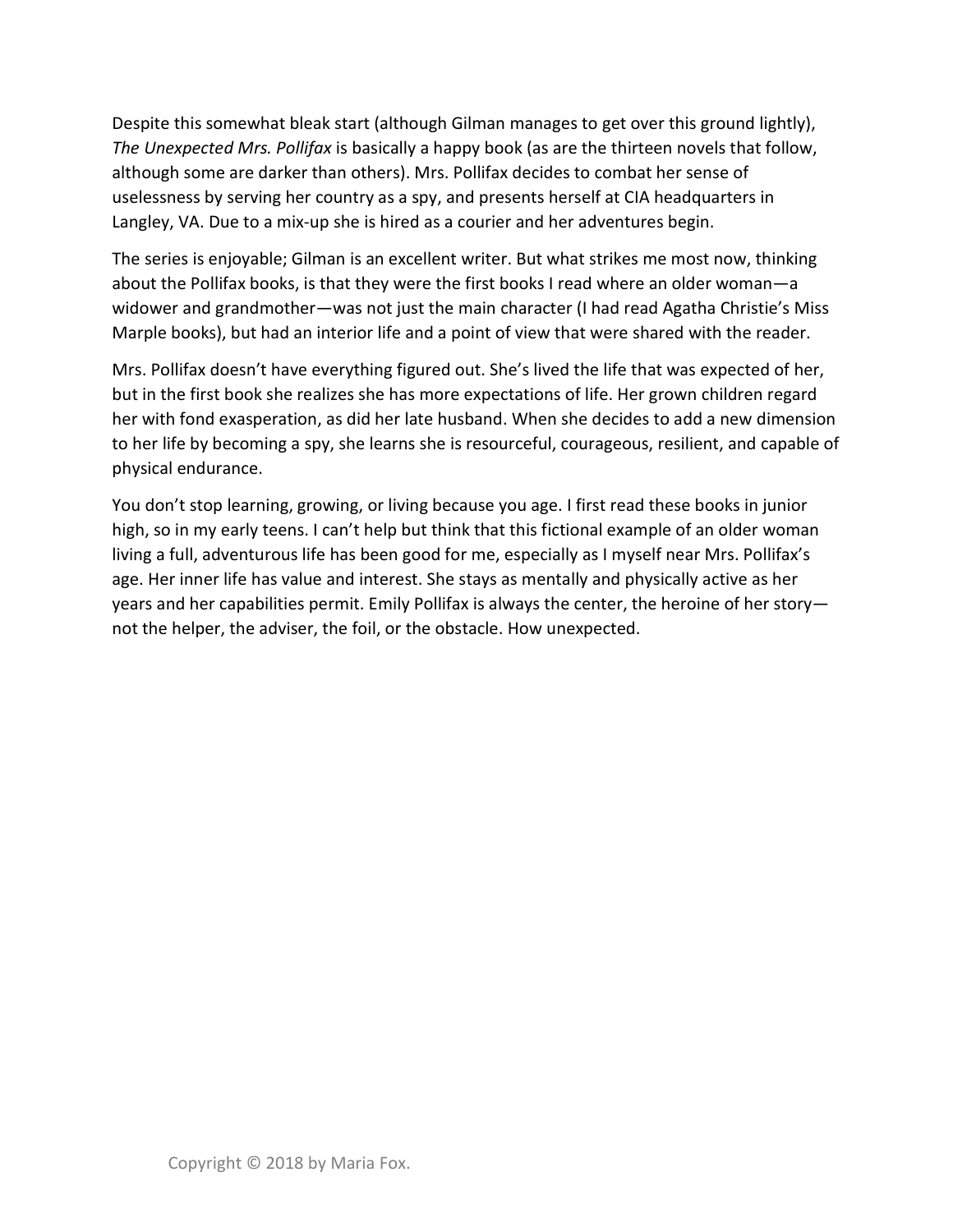Despite this somewhat bleak start (although Gilman manages to get over this ground lightly), *The Unexpected Mrs. Pollifax* is basically a happy book (as are the thirteen novels that follow, although some are darker than others). Mrs. Pollifax decides to combat her sense of uselessness by serving her country as a spy, and presents herself at CIA headquarters in Langley, VA. Due to a mix-up she is hired as a courier and her adventures begin.

The series is enjoyable; Gilman is an excellent writer. But what strikes me most now, thinking about the Pollifax books, is that they were the first books I read where an older woman—a widower and grandmother—was not just the main character (I had read Agatha Christie's Miss Marple books), but had an interior life and a point of view that were shared with the reader.

Mrs. Pollifax doesn't have everything figured out. She's lived the life that was expected of her, but in the first book she realizes she has more expectations of life. Her grown children regard her with fond exasperation, as did her late husband. When she decides to add a new dimension to her life by becoming a spy, she learns she is resourceful, courageous, resilient, and capable of physical endurance.

You don't stop learning, growing, or living because you age. I first read these books in junior high, so in my early teens. I can't help but think that this fictional example of an older woman living a full, adventurous life has been good for me, especially as I myself near Mrs. Pollifax's age. Her inner life has value and interest. She stays as mentally and physically active as her years and her capabilities permit. Emily Pollifax is always the center, the heroine of her story—not the helper, the adviser, the foil, or the obstacle. How unexpected.

Copyright © 2018 by Maria Fox.